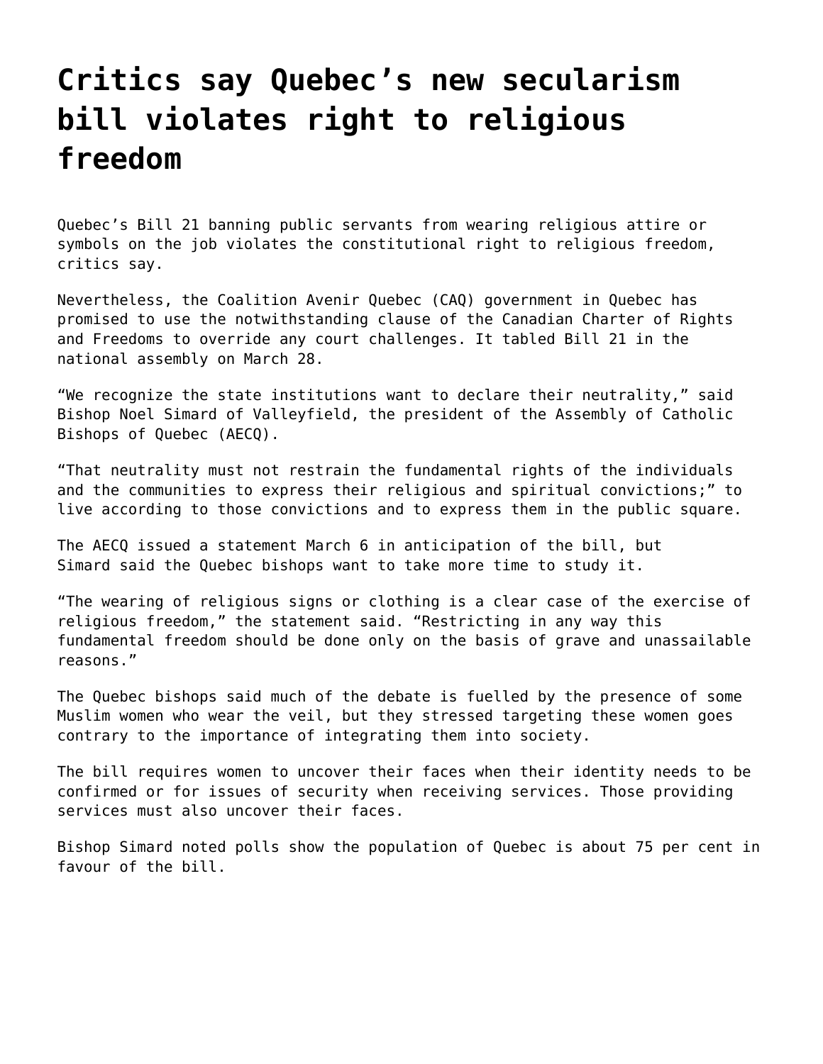# Critics say Quebec's new secularism bill violates right to religious freedom

Quebec's Bill 21 banning public servants from wearing religious attire or symbols on the job violates the constitutional right to religious freedom, critics say.

Nevertheless, the Coalition Avenir Quebec (CAQ) government in Quebec has promised to use the notwithstanding clause of the Canadian Charter of Rights and Freedoms to override any court challenges. It tabled Bill 21 in the national assembly on March 28.

"We recognize the state institutions want to declare their neutrality," said Bishop Noel Simard of Valleyfield, the president of the Assembly of Catholic Bishops of Quebec (AECQ).

"That neutrality must not restrain the fundamental rights of the individuals and the communities to express their religious and spiritual convictions;" to live according to those convictions and to express them in the public square.

The AECQ issued a statement March 6 in anticipation of the bill, but Simard said the Quebec bishops want to take more time to study it.

"The wearing of religious signs or clothing is a clear case of the exercise of religious freedom," the statement said. "Restricting in any way this fundamental freedom should be done only on the basis of grave and unassailable reasons."

The Quebec bishops said much of the debate is fuelled by the presence of some Muslim women who wear the veil, but they stressed targeting these women goes contrary to the importance of integrating them into society.

The bill requires women to uncover their faces when their identity needs to be confirmed or for issues of security when receiving services. Those providing services must also uncover their faces.

Bishop Simard noted polls show the population of Quebec is about 75 per cent in favour of the bill.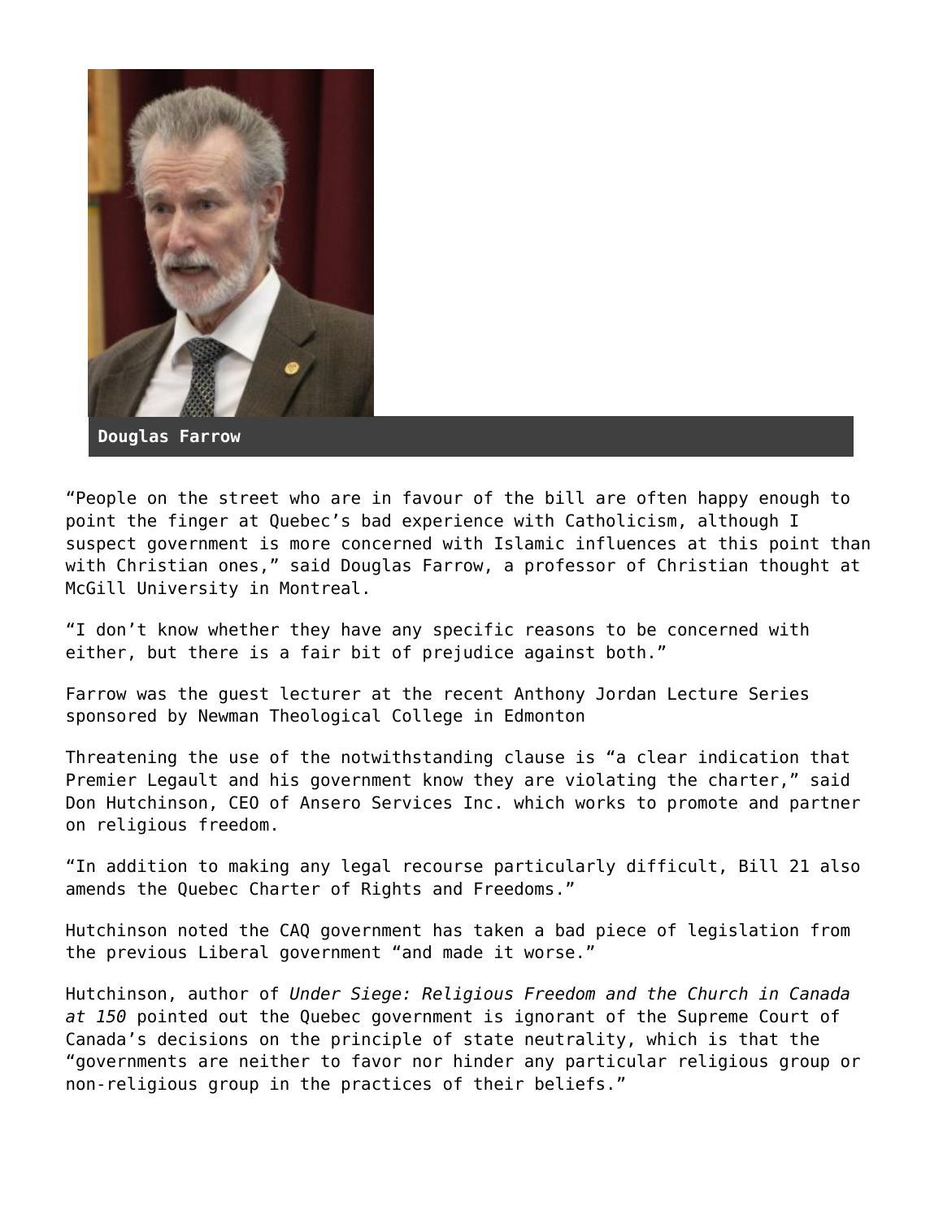Douglas Farrow

"People on the street who are in favour of the bill are often happy enough to point the finger at Quebec's bad experience with Catholicism, although I suspect government is more concerned with Islamic influences at this point than with Christian ones," said Douglas Farrow, a professor of Christian thought at McGill University in Montreal.

"I don't know whether they have any specific reasons to be concerned with either, but there is a fair bit of prejudice against both."

Farrow was the guest lecturer at the recent Anthony Jordan Lecture Series sponsored by Newman Theological College in Edmonton

Threatening the use of the notwithstanding clause is "a clear indication that Premier Legault and his government know they are violating the charter," said Don Hutchinson, CEO of Ansero Services Inc. which works to promote and partner on religious freedom.

"In addition to making any legal recourse particularly difficult, Bill 21 also amends the Quebec Charter of Rights and Freedoms."

Hutchinson noted the CAQ government has taken a bad piece of legislation from the previous Liberal government "and made it worse."

Hutchinson, author of *Under Siege: Religious Freedom and the Church in Canada at 150* pointed out the Quebec government is ignorant of the Supreme Court of Canada's decisions on the principle of state neutrality, which is that the "governments are neither to favor nor hinder any particular religious group or non-religious group in the practices of their beliefs."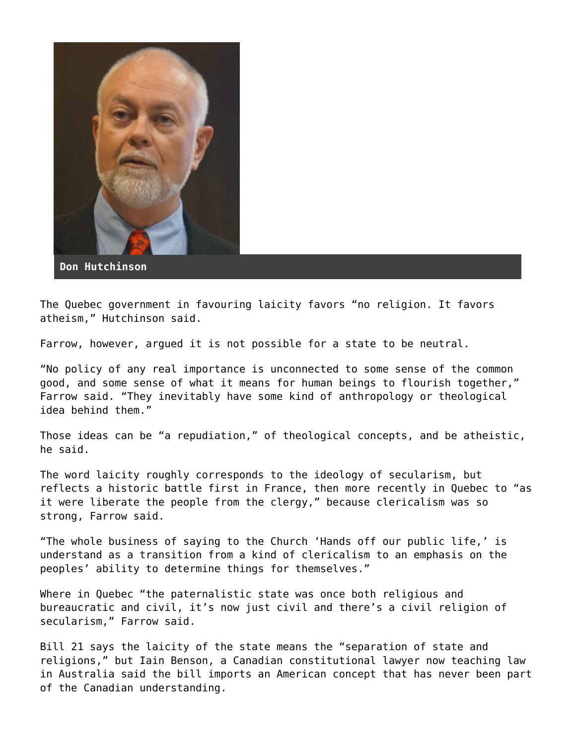Don Hutchinson

The Quebec government in favouring laicity favors "no religion. It favors atheism," Hutchinson said.

Farrow, however, argued it is not possible for a state to be neutral.

"No policy of any real importance is unconnected to some sense of the common good, and some sense of what it means for human beings to flourish together," Farrow said. "They inevitably have some kind of anthropology or theological idea behind them."

Those ideas can be "a repudiation," of theological concepts, and be atheistic, he said.

The word laicity roughly corresponds to the ideology of secularism, but reflects a historic battle first in France, then more recently in Quebec to "as it were liberate the people from the clergy," because clericalism was so strong, Farrow said.

"The whole business of saying to the Church 'Hands off our public life,' is understand as a transition from a kind of clericalism to an emphasis on the peoples' ability to determine things for themselves."

Where in Quebec "the paternalistic state was once both religious and bureaucratic and civil, it's now just civil and there's a civil religion of secularism," Farrow said.

Bill 21 says the laicity of the state means the "separation of state and religions," but Iain Benson, a Canadian constitutional lawyer now teaching law in Australia said the bill imports an American concept that has never been part of the Canadian understanding.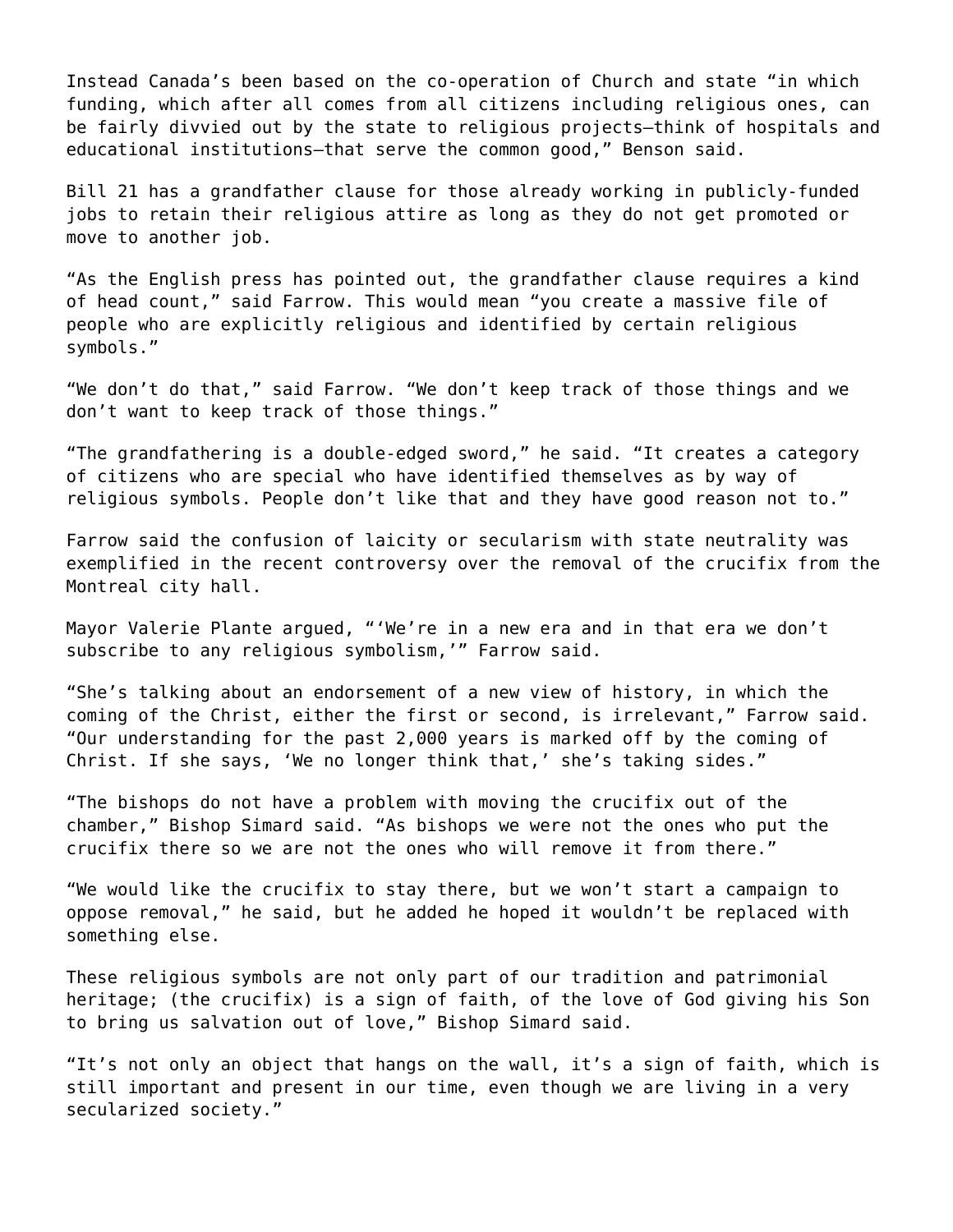Instead Canada’s been based on the co-operation of Church and state “in which funding, which after all comes from all citizens including religious ones, can be fairly divvied out by the state to religious projects—think of hospitals and educational institutions—that serve the common good,” Benson said.

Bill 21 has a grandfather clause for those already working in publicly-funded jobs to retain their religious attire as long as they do not get promoted or move to another job.

“As the English press has pointed out, the grandfather clause requires a kind of head count,” said Farrow. This would mean “you create a massive file of people who are explicitly religious and identified by certain religious symbols.”

“We don’t do that,” said Farrow. “We don’t keep track of those things and we don’t want to keep track of those things.”

“The grandfathering is a double-edged sword,” he said. “It creates a category of citizens who are special who have identified themselves as by way of religious symbols. People don’t like that and they have good reason not to.”

Farrow said the confusion of laicity or secularism with state neutrality was exemplified in the recent controversy over the removal of the crucifix from the Montreal city hall.

Mayor Valerie Plante argued, “‘We’re in a new era and in that era we don’t subscribe to any religious symbolism,’” Farrow said.

“She’s talking about an endorsement of a new view of history, in which the coming of the Christ, either the first or second, is irrelevant,” Farrow said. “Our understanding for the past 2,000 years is marked off by the coming of Christ. If she says, ‘We no longer think that,’ she’s taking sides.”

“The bishops do not have a problem with moving the crucifix out of the chamber,” Bishop Simard said. “As bishops we were not the ones who put the crucifix there so we are not the ones who will remove it from there.”

“We would like the crucifix to stay there, but we won’t start a campaign to oppose removal,” he said, but he added he hoped it wouldn’t be replaced with something else.

These religious symbols are not only part of our tradition and patrimonial heritage; (the crucifix) is a sign of faith, of the love of God giving his Son to bring us salvation out of love,” Bishop Simard said.

“It’s not only an object that hangs on the wall, it’s a sign of faith, which is still important and present in our time, even though we are living in a very secularized society.”